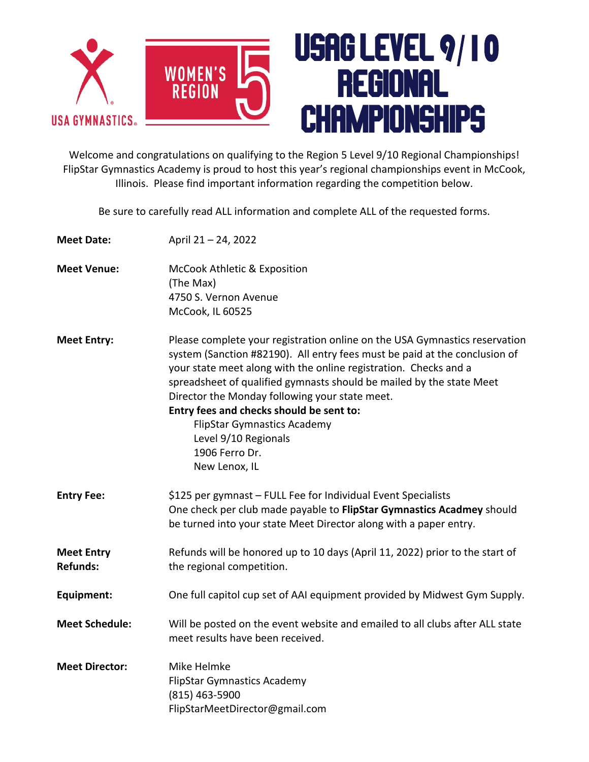USA GYMNASTICS

WOMEN'S REGION 5

# USAG LEVEL 9/10 REGIONAL CHAMPIONSHIPS

Welcome and congratulations on qualifying to the Region 5 Level 9/10 Regional Championships! FlipStar Gymnastics Academy is proud to host this year's regional championships event in McCook, Illinois. Please find important information regarding the competition below.

Be sure to carefully read ALL information and complete ALL of the requested forms.

**Meet Date:** April 21 – 24, 2022

**Meet Venue:** McCook Athletic & Exposition
(The Max)
4750 S. Vernon Avenue
McCook, IL 60525

**Meet Entry:** Please complete your registration online on the USA Gymnastics reservation system (Sanction #82190). All entry fees must be paid at the conclusion of your state meet along with the online registration. Checks and a spreadsheet of qualified gymnasts should be mailed by the state Meet Director the Monday following your state meet.
**Entry fees and checks should be sent to:**
FlipStar Gymnastics Academy
Level 9/10 Regionals
1906 Ferro Dr.
New Lenox, IL

**Entry Fee:** $125 per gymnast – FULL Fee for Individual Event Specialists
One check per club made payable to **FlipStar Gymnastics Acadmey** should be turned into your state Meet Director along with a paper entry.

**Meet Entry Refunds:** Refunds will be honored up to 10 days (April 11, 2022) prior to the start of the regional competition.

**Equipment:** One full capitol cup set of AAI equipment provided by Midwest Gym Supply.

**Meet Schedule:** Will be posted on the event website and emailed to all clubs after ALL state meet results have been received.

**Meet Director:** Mike Helmke
FlipStar Gymnastics Academy
(815) 463-5900
FlipStarMeetDirector@gmail.com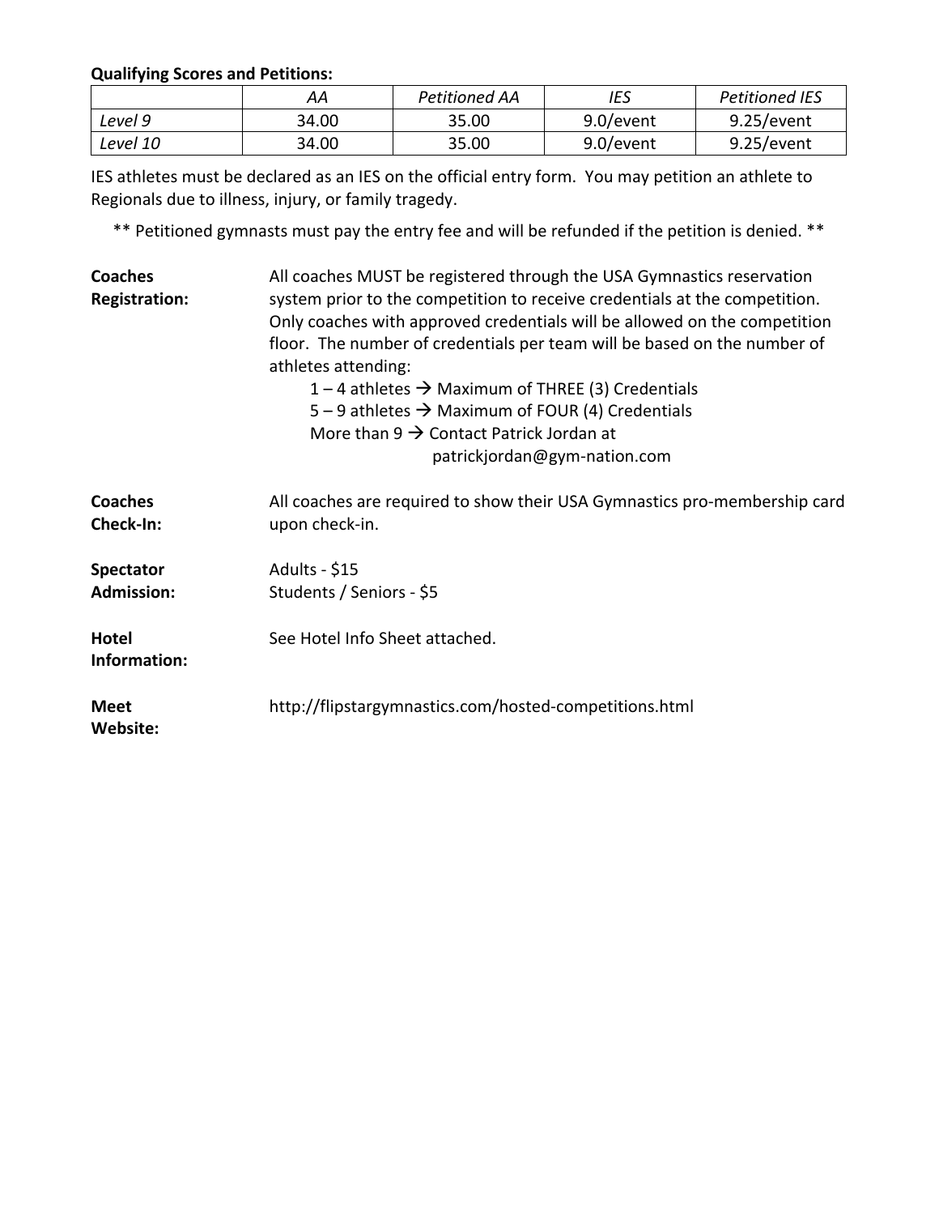**Qualifying Scores and Petitions:**

| | *AA* | *Petitioned AA* | *IES* | *Petitioned IES* |
|---|---|---|---|---|
| *Level 9* | 34.00 | 35.00 | 9.0/event | 9.25/event |
| *Level 10* | 34.00 | 35.00 | 9.0/event | 9.25/event |

IES athletes must be declared as an IES on the official entry form. You may petition an athlete to Regionals due to illness, injury, or family tragedy.

** Petitioned gymnasts must pay the entry fee and will be refunded if the petition is denied. **

**Coaches Registration:** All coaches MUST be registered through the USA Gymnastics reservation system prior to the competition to receive credentials at the competition. Only coaches with approved credentials will be allowed on the competition floor. The number of credentials per team will be based on the number of athletes attending:

- 1 – 4 athletes → Maximum of THREE (3) Credentials
- 5 – 9 athletes → Maximum of FOUR (4) Credentials
- More than 9 → Contact Patrick Jordan at patrickjordan@gym-nation.com

**Coaches Check-In:** All coaches are required to show their USA Gymnastics pro-membership card upon check-in.

**Spectator Admission:**
Adults - $15
Students / Seniors - $5

**Hotel Information:** See Hotel Info Sheet attached.

**Meet Website:** http://flipstargymnastics.com/hosted-competitions.html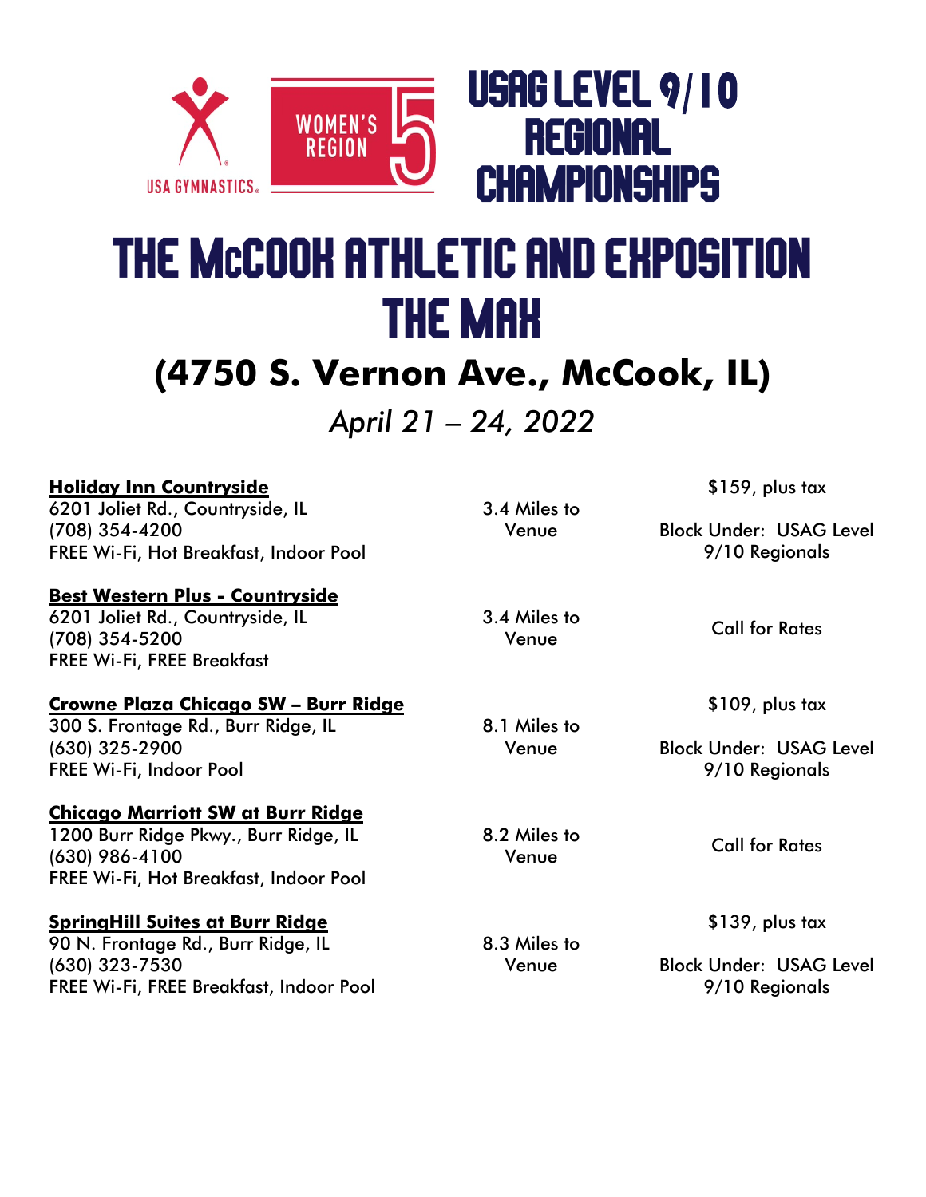USA GYMNASTICS

WOMEN'S REGION 5

# USAG LEVEL 9/10 REGIONAL CHAMPIONSHIPS

# THE McCOOK ATHLETIC AND EXPOSITION THE MAX

## (4750 S. Vernon Ave., McCook, IL)

*April 21 – 24, 2022*

| | | |
|---|---|---|
| **Holiday Inn Countryside**<br>6201 Joliet Rd., Countryside, IL<br>(708) 354-4200<br>FREE Wi-Fi, Hot Breakfast, Indoor Pool | 3.4 Miles to Venue | $159, plus tax<br><br>Block Under: USAG Level 9/10 Regionals |
| **Best Western Plus - Countryside**<br>6201 Joliet Rd., Countryside, IL<br>(708) 354-5200<br>FREE Wi-Fi, FREE Breakfast | 3.4 Miles to Venue | Call for Rates |
| **Crowne Plaza Chicago SW – Burr Ridge**<br>300 S. Frontage Rd., Burr Ridge, IL<br>(630) 325-2900<br>FREE Wi-Fi, Indoor Pool | 8.1 Miles to Venue | $109, plus tax<br><br>Block Under: USAG Level 9/10 Regionals |
| **Chicago Marriott SW at Burr Ridge**<br>1200 Burr Ridge Pkwy., Burr Ridge, IL<br>(630) 986-4100<br>FREE Wi-Fi, Hot Breakfast, Indoor Pool | 8.2 Miles to Venue | Call for Rates |
| **SpringHill Suites at Burr Ridge**<br>90 N. Frontage Rd., Burr Ridge, IL<br>(630) 323-7530<br>FREE Wi-Fi, FREE Breakfast, Indoor Pool | 8.3 Miles to Venue | $139, plus tax<br><br>Block Under: USAG Level 9/10 Regionals |